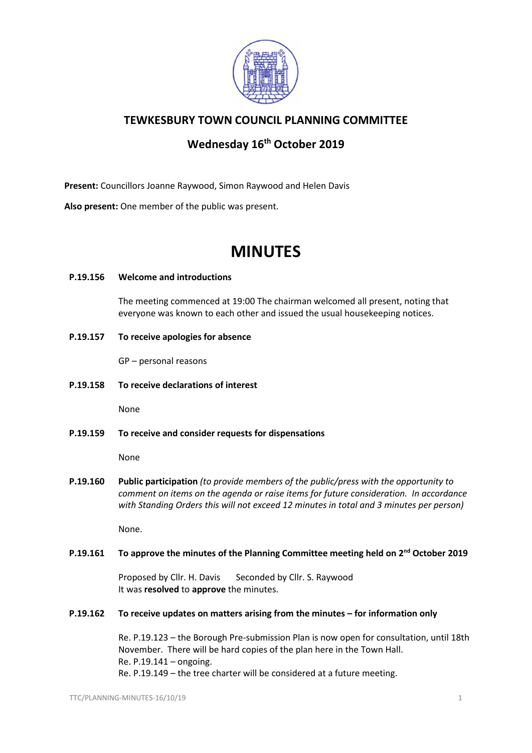# TEWKESBURY TOWN COUNCIL PLANNING COMMITTEE

## Wednesday 16th October 2019

**Present:** Councillors Joanne Raywood, Simon Raywood and Helen Davis

**Also present:** One member of the public was present.

# MINUTES

**P.19.156 Welcome and introductions**

The meeting commenced at 19:00 The chairman welcomed all present, noting that everyone was known to each other and issued the usual housekeeping notices.

**P.19.157 To receive apologies for absence**

GP – personal reasons

**P.19.158 To receive declarations of interest**

None

**P.19.159 To receive and consider requests for dispensations**

None

**P.19.160 Public participation** *(to provide members of the public/press with the opportunity to comment on items on the agenda or raise items for future consideration. In accordance with Standing Orders this will not exceed 12 minutes in total and 3 minutes per person)*

None.

**P.19.161 To approve the minutes of the Planning Committee meeting held on 2nd October 2019**

Proposed by Cllr. H. Davis Seconded by Cllr. S. Raywood
It was **resolved** to **approve** the minutes.

**P.19.162 To receive updates on matters arising from the minutes – for information only**

Re. P.19.123 – the Borough Pre-submission Plan is now open for consultation, until 18th November. There will be hard copies of the plan here in the Town Hall.
Re. P.19.141 – ongoing.
Re. P.19.149 – the tree charter will be considered at a future meeting.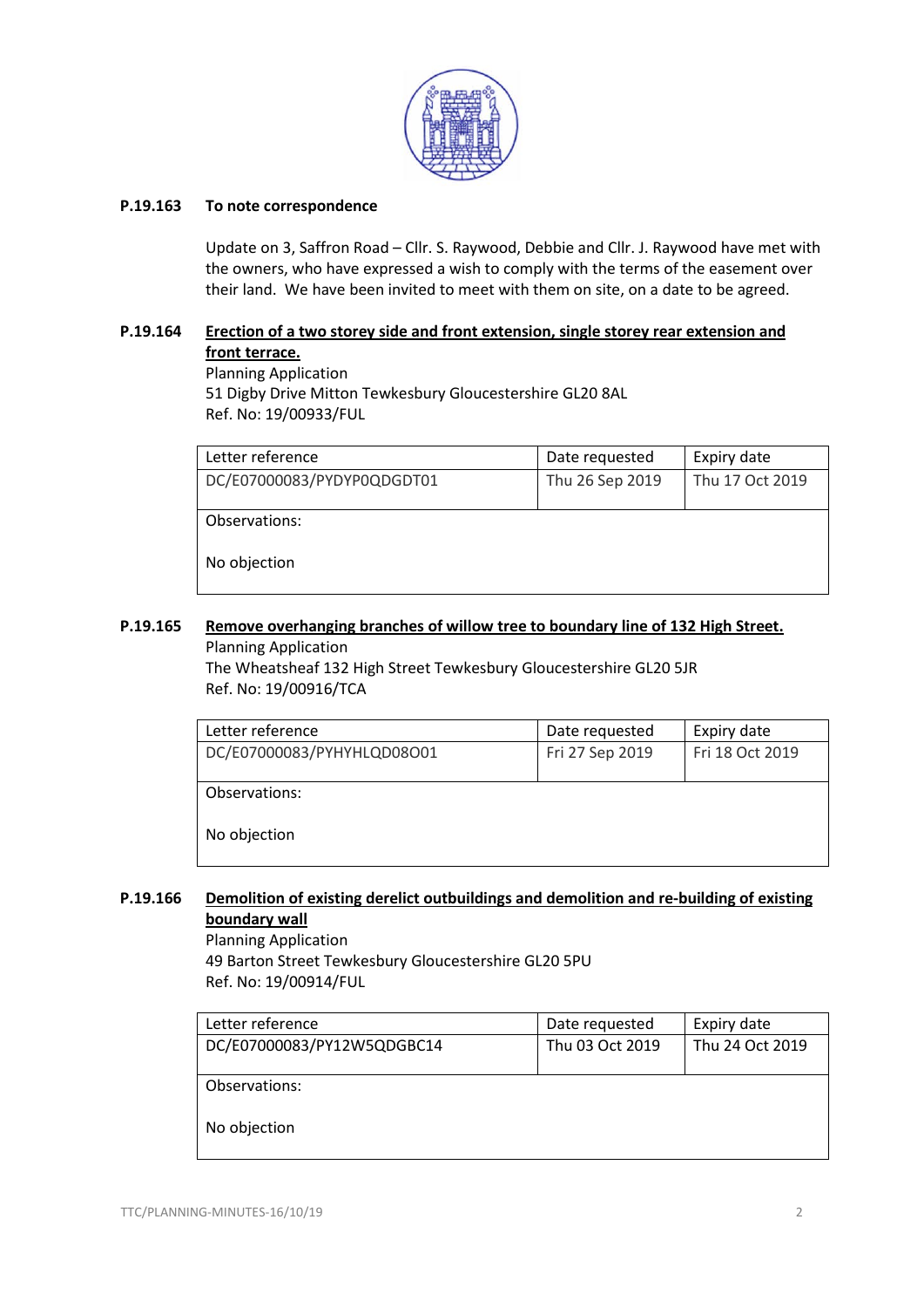**P.19.163 To note correspondence**

Update on 3, Saffron Road – Cllr. S. Raywood, Debbie and Cllr. J. Raywood have met with the owners, who have expressed a wish to comply with the terms of the easement over their land. We have been invited to meet with them on site, on a date to be agreed.

**P.19.164 Erection of a two storey side and front extension, single storey rear extension and front terrace.**

Planning Application
51 Digby Drive Mitton Tewkesbury Gloucestershire GL20 8AL
Ref. No: 19/00933/FUL

| Letter reference | Date requested | Expiry date |
| --- | --- | --- |
| DC/E07000083/PYDYP0QDGDT01 | Thu 26 Sep 2019 | Thu 17 Oct 2019 |
| Observations:<br><br>No objection | | |

**P.19.165 Remove overhanging branches of willow tree to boundary line of 132 High Street.**

Planning Application
The Wheatsheaf 132 High Street Tewkesbury Gloucestershire GL20 5JR
Ref. No: 19/00916/TCA

| Letter reference | Date requested | Expiry date |
| --- | --- | --- |
| DC/E07000083/PYHYHLQD08O01 | Fri 27 Sep 2019 | Fri 18 Oct 2019 |
| Observations:<br><br>No objection | | |

**P.19.166 Demolition of existing derelict outbuildings and demolition and re-building of existing boundary wall**

Planning Application
49 Barton Street Tewkesbury Gloucestershire GL20 5PU
Ref. No: 19/00914/FUL

| Letter reference | Date requested | Expiry date |
| --- | --- | --- |
| DC/E07000083/PY12W5QDGBC14 | Thu 03 Oct 2019 | Thu 24 Oct 2019 |
| Observations:<br><br>No objection | | |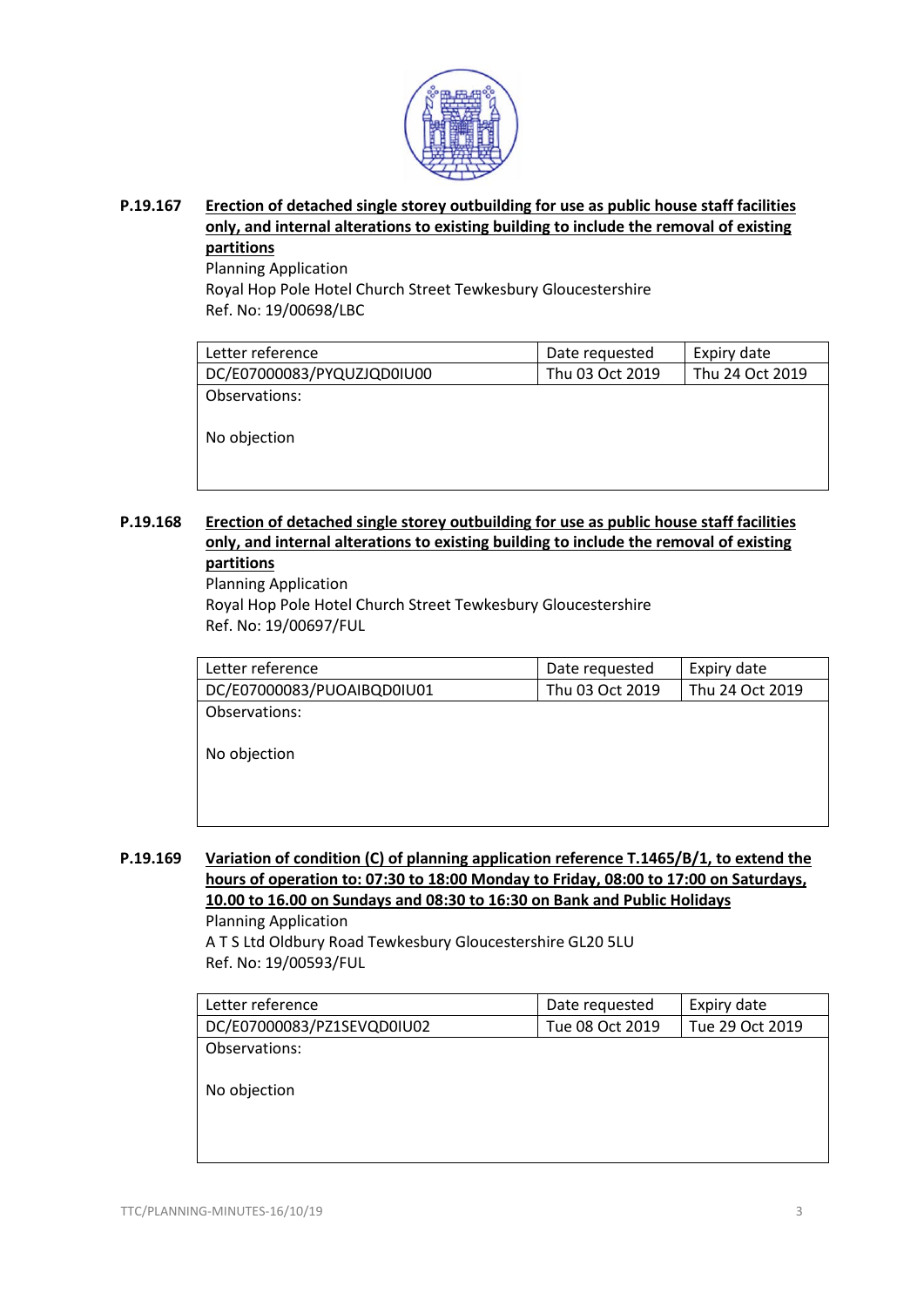**P.19.167 <u>Erection of detached single storey outbuilding for use as public house staff facilities only, and internal alterations to existing building to include the removal of existing partitions</u>**

Planning Application
Royal Hop Pole Hotel Church Street Tewkesbury Gloucestershire
Ref. No: 19/00698/LBC

| Letter reference | Date requested | Expiry date |
| --- | --- | --- |
| DC/E07000083/PYQUZJQD0IU00 | Thu 03 Oct 2019 | Thu 24 Oct 2019 |
| Observations:<br><br>No objection | | |

**P.19.168 <u>Erection of detached single storey outbuilding for use as public house staff facilities only, and internal alterations to existing building to include the removal of existing partitions</u>**

Planning Application
Royal Hop Pole Hotel Church Street Tewkesbury Gloucestershire
Ref. No: 19/00697/FUL

| Letter reference | Date requested | Expiry date |
| --- | --- | --- |
| DC/E07000083/PUOAIBQD0IU01 | Thu 03 Oct 2019 | Thu 24 Oct 2019 |
| Observations:<br><br>No objection | | |

**P.19.169 <u>Variation of condition (C) of planning application reference T.1465/B/1, to extend the hours of operation to: 07:30 to 18:00 Monday to Friday, 08:00 to 17:00 on Saturdays, 10.00 to 16.00 on Sundays and 08:30 to 16:30 on Bank and Public Holidays</u>**

Planning Application
A T S Ltd Oldbury Road Tewkesbury Gloucestershire GL20 5LU
Ref. No: 19/00593/FUL

| Letter reference | Date requested | Expiry date |
| --- | --- | --- |
| DC/E07000083/PZ1SEVQD0IU02 | Tue 08 Oct 2019 | Tue 29 Oct 2019 |
| Observations:<br><br>No objection | | |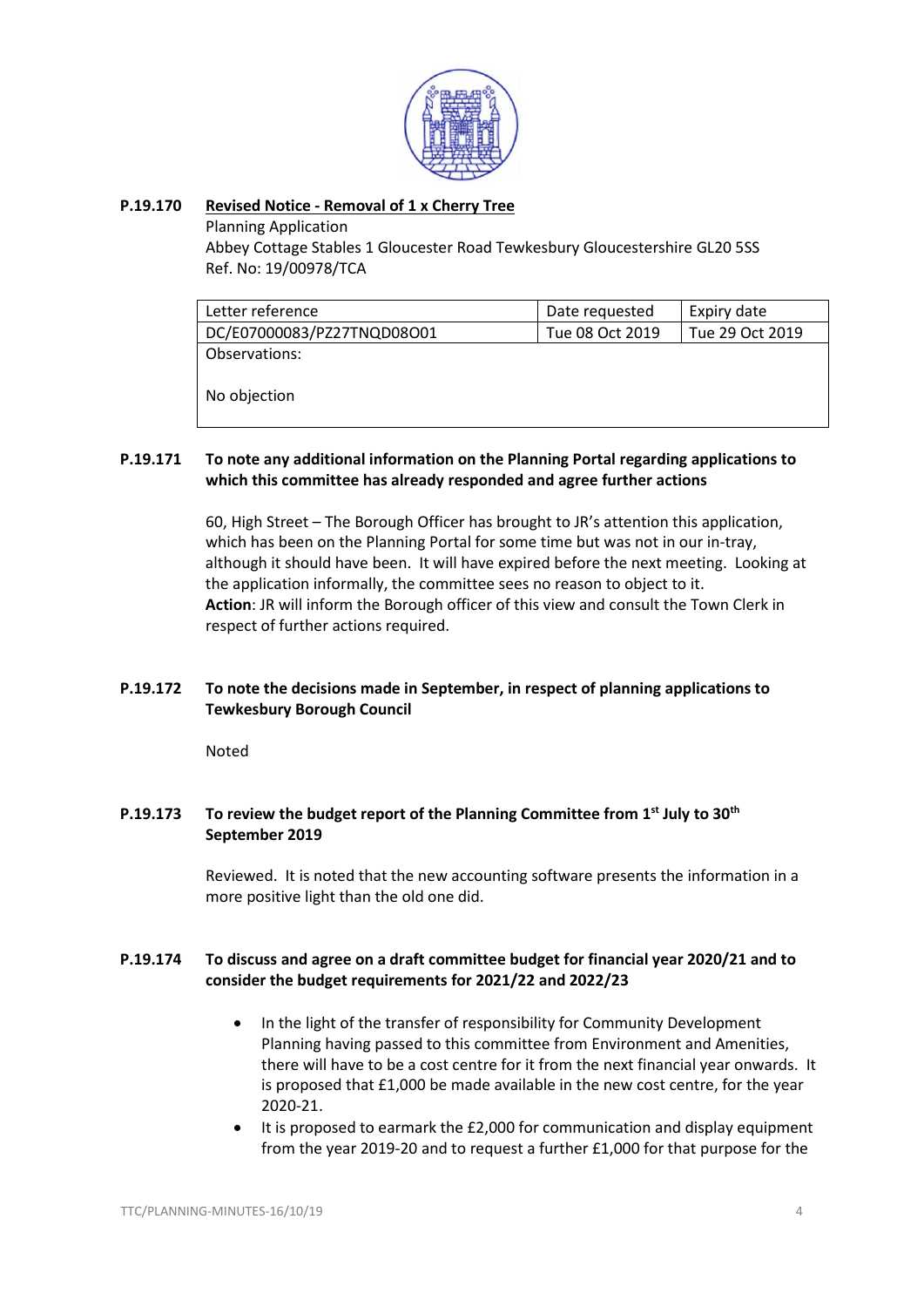**P.19.170 Revised Notice - Removal of 1 x Cherry Tree**

Planning Application
Abbey Cottage Stables 1 Gloucester Road Tewkesbury Gloucestershire GL20 5SS
Ref. No: 19/00978/TCA

| Letter reference | Date requested | Expiry date |
|---|---|---|
| DC/E07000083/PZ27TNQD08O01 | Tue 08 Oct 2019 | Tue 29 Oct 2019 |
| Observations:<br><br>No objection | | |

**P.19.171 To note any additional information on the Planning Portal regarding applications to which this committee has already responded and agree further actions**

60, High Street – The Borough Officer has brought to JR's attention this application, which has been on the Planning Portal for some time but was not in our in-tray, although it should have been. It will have expired before the next meeting. Looking at the application informally, the committee sees no reason to object to it.
**Action**: JR will inform the Borough officer of this view and consult the Town Clerk in respect of further actions required.

**P.19.172 To note the decisions made in September, in respect of planning applications to Tewkesbury Borough Council**

Noted

**P.19.173 To review the budget report of the Planning Committee from 1st July to 30th September 2019**

Reviewed. It is noted that the new accounting software presents the information in a more positive light than the old one did.

**P.19.174 To discuss and agree on a draft committee budget for financial year 2020/21 and to consider the budget requirements for 2021/22 and 2022/23**

- In the light of the transfer of responsibility for Community Development Planning having passed to this committee from Environment and Amenities, there will have to be a cost centre for it from the next financial year onwards. It is proposed that £1,000 be made available in the new cost centre, for the year 2020-21.
- It is proposed to earmark the £2,000 for communication and display equipment from the year 2019-20 and to request a further £1,000 for that purpose for the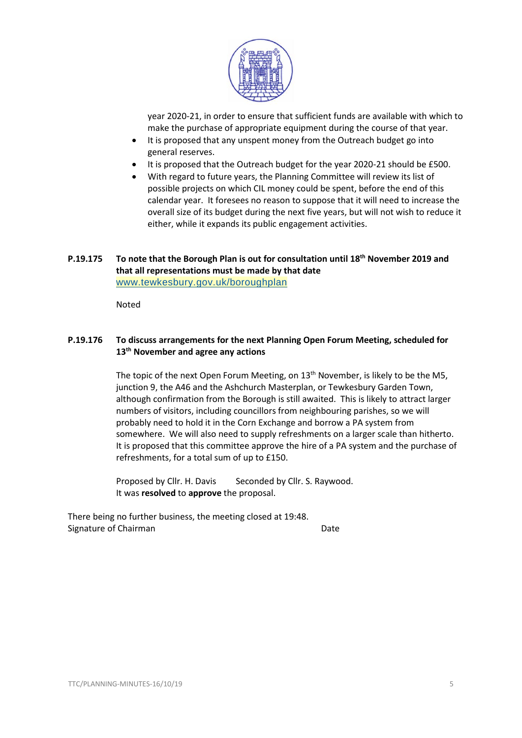year 2020-21, in order to ensure that sufficient funds are available with which to make the purchase of appropriate equipment during the course of that year.

- It is proposed that any unspent money from the Outreach budget go into general reserves.
- It is proposed that the Outreach budget for the year 2020-21 should be £500.
- With regard to future years, the Planning Committee will review its list of possible projects on which CIL money could be spent, before the end of this calendar year. It foresees no reason to suppose that it will need to increase the overall size of its budget during the next five years, but will not wish to reduce it either, while it expands its public engagement activities.

**P.19.175 To note that the Borough Plan is out for consultation until 18th November 2019 and that all representations must be made by that date**
www.tewkesbury.gov.uk/boroughplan

Noted

**P.19.176 To discuss arrangements for the next Planning Open Forum Meeting, scheduled for 13th November and agree any actions**

The topic of the next Open Forum Meeting, on 13th November, is likely to be the M5, junction 9, the A46 and the Ashchurch Masterplan, or Tewkesbury Garden Town, although confirmation from the Borough is still awaited. This is likely to attract larger numbers of visitors, including councillors from neighbouring parishes, so we will probably need to hold it in the Corn Exchange and borrow a PA system from somewhere. We will also need to supply refreshments on a larger scale than hitherto. It is proposed that this committee approve the hire of a PA system and the purchase of refreshments, for a total sum of up to £150.

Proposed by Cllr. H. Davis Seconded by Cllr. S. Raywood.
It was **resolved** to **approve** the proposal.

There being no further business, the meeting closed at 19:48.
Signature of Chairman Date